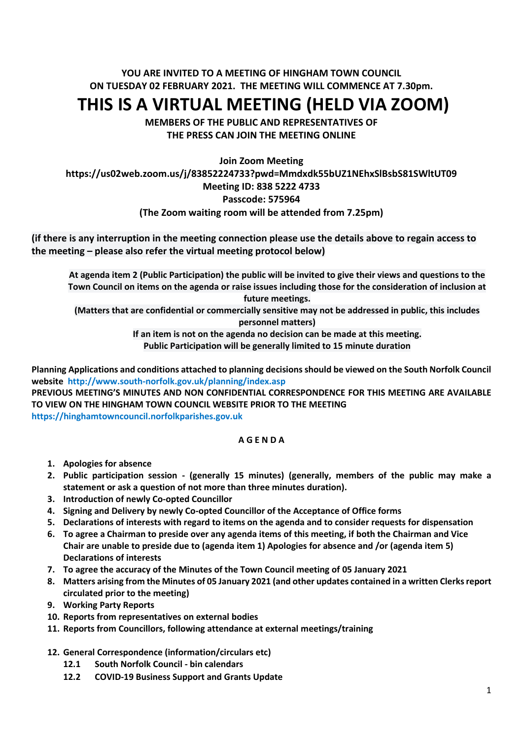**YOU ARE INVITED TO A MEETING OF HINGHAM TOWN COUNCIL ON TUESDAY 02 FEBRUARY 2021. THE MEETING WILL COMMENCE AT 7.30pm.**

# THIS IS A VIRTUAL MEETING (HELD VIA ZOOM)

**MEMBERS OF THE PUBLIC AND REPRESENTATIVES OF THE PRESS CAN JOIN THE MEETING ONLINE**

**Join Zoom Meeting**
**https://us02web.zoom.us/j/83852224733?pwd=Mmdxdk55bUZ1NEhxSlBsbS81SWltUT09**
**Meeting ID: 838 5222 4733**
**Passcode: 575964**
**(The Zoom waiting room will be attended from 7.25pm)**

**(if there is any interruption in the meeting connection please use the details above to regain access to the meeting – please also refer the virtual meeting protocol below)**

**At agenda item 2 (Public Participation) the public will be invited to give their views and questions to the Town Council on items on the agenda or raise issues including those for the consideration of inclusion at future meetings.**
**(Matters that are confidential or commercially sensitive may not be addressed in public, this includes personnel matters)**
**If an item is not on the agenda no decision can be made at this meeting.**
**Public Participation will be generally limited to 15 minute duration**

**Planning Applications and conditions attached to planning decisions should be viewed on the South Norfolk Council website http://www.south-norfolk.gov.uk/planning/index.asp**
**PREVIOUS MEETING'S MINUTES AND NON CONFIDENTIAL CORRESPONDENCE FOR THIS MEETING ARE AVAILABLE TO VIEW ON THE HINGHAM TOWN COUNCIL WEBSITE PRIOR TO THE MEETING**
**https://hinghamtowncouncil.norfolkparishes.gov.uk**

## A G E N D A

1. **Apologies for absence**
2. **Public participation session - (generally 15 minutes) (generally, members of the public may make a statement or ask a question of not more than three minutes duration).**
3. **Introduction of newly Co-opted Councillor**
4. **Signing and Delivery by newly Co-opted Councillor of the Acceptance of Office forms**
5. **Declarations of interests with regard to items on the agenda and to consider requests for dispensation**
6. **To agree a Chairman to preside over any agenda items of this meeting, if both the Chairman and Vice Chair are unable to preside due to (agenda item 1) Apologies for absence and /or (agenda item 5) Declarations of interests**
7. **To agree the accuracy of the Minutes of the Town Council meeting of 05 January 2021**
8. **Matters arising from the Minutes of 05 January 2021 (and other updates contained in a written Clerks report circulated prior to the meeting)**
9. **Working Party Reports**
10. **Reports from representatives on external bodies**
11. **Reports from Councillors, following attendance at external meetings/training**
12. **General Correspondence (information/circulars etc)**
    - **12.1 South Norfolk Council - bin calendars**
    - **12.2 COVID-19 Business Support and Grants Update**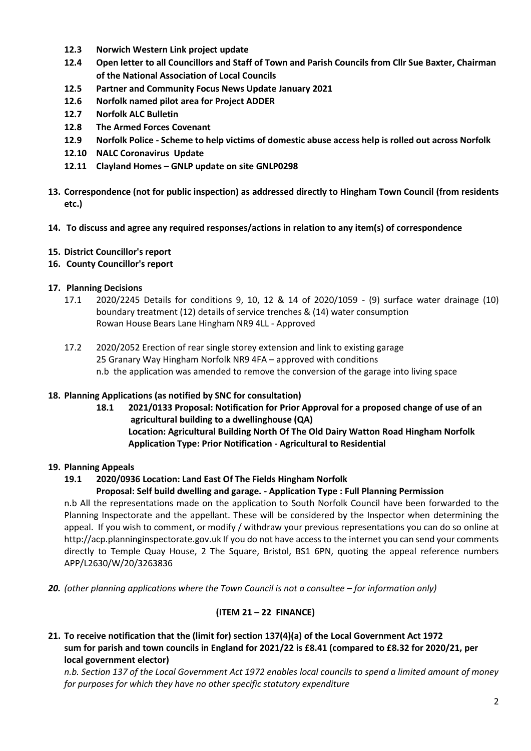- **12.3 Norwich Western Link project update**
- **12.4 Open letter to all Councillors and Staff of Town and Parish Councils from Cllr Sue Baxter, Chairman of the National Association of Local Councils**
- **12.5 Partner and Community Focus News Update January 2021**
- **12.6 Norfolk named pilot area for Project ADDER**
- **12.7 Norfolk ALC Bulletin**
- **12.8 The Armed Forces Covenant**
- **12.9 Norfolk Police - Scheme to help victims of domestic abuse access help is rolled out across Norfolk**
- **12.10 NALC Coronavirus Update**
- **12.11 Clayland Homes – GNLP update on site GNLP0298**

**13. Correspondence (not for public inspection) as addressed directly to Hingham Town Council (from residents etc.)**

**14. To discuss and agree any required responses/actions in relation to any item(s) of correspondence**

**15. District Councillor's report**

**16. County Councillor's report**

**17. Planning Decisions**

17.1 2020/2245 Details for conditions 9, 10, 12 & 14 of 2020/1059 - (9) surface water drainage (10) boundary treatment (12) details of service trenches & (14) water consumption
Rowan House Bears Lane Hingham NR9 4LL - Approved

17.2 2020/2052 Erection of rear single storey extension and link to existing garage
25 Granary Way Hingham Norfolk NR9 4FA – approved with conditions
n.b the application was amended to remove the conversion of the garage into living space

**18. Planning Applications (as notified by SNC for consultation)**

**18.1 2021/0133 Proposal: Notification for Prior Approval for a proposed change of use of an agricultural building to a dwellinghouse (QA)**
**Location: Agricultural Building North Of The Old Dairy Watton Road Hingham Norfolk**
**Application Type: Prior Notification - Agricultural to Residential**

**19. Planning Appeals**

**19.1 2020/0936 Location: Land East Of The Fields Hingham Norfolk**
**Proposal: Self build dwelling and garage. - Application Type : Full Planning Permission**

n.b All the representations made on the application to South Norfolk Council have been forwarded to the Planning Inspectorate and the appellant. These will be considered by the Inspector when determining the appeal. If you wish to comment, or modify / withdraw your previous representations you can do so online at http://acp.planninginspectorate.gov.uk If you do not have access to the internet you can send your comments directly to Temple Quay House, 2 The Square, Bristol, BS1 6PN, quoting the appeal reference numbers APP/L2630/W/20/3263836

***20.*** *(other planning applications where the Town Council is not a consultee – for information only)*

**(ITEM 21 – 22 FINANCE)**

**21. To receive notification that the (limit for) section 137(4)(a) of the Local Government Act 1972 sum for parish and town councils in England for 2021/22 is £8.41 (compared to £8.32 for 2020/21, per local government elector)**

*n.b. Section 137 of the Local Government Act 1972 enables local councils to spend a limited amount of money for purposes for which they have no other specific statutory expenditure*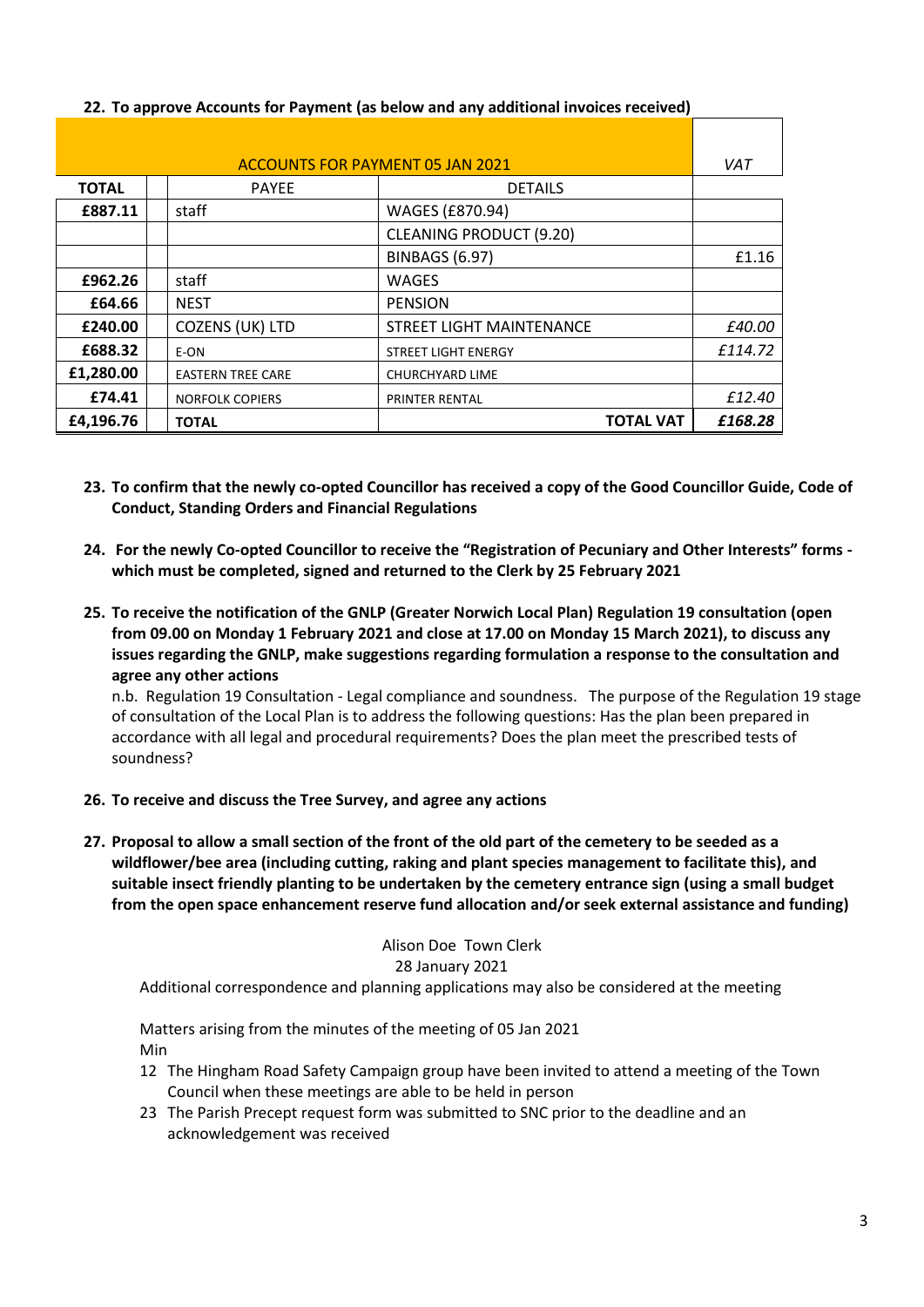**22. To approve Accounts for Payment (as below and any additional invoices received)**

| ACCOUNTS FOR PAYMENT 05 JAN 2021 | | | | *VAT* |
|---|---|---|---|---|
| **TOTAL** | | PAYEE | DETAILS | |
| **£887.11** | | staff | WAGES (£870.94) | |
| | | | CLEANING PRODUCT (9.20) | |
| | | | BINBAGS (6.97) | £1.16 |
| **£962.26** | | staff | WAGES | |
| **£64.66** | | NEST | PENSION | |
| **£240.00** | | COZENS (UK) LTD | STREET LIGHT MAINTENANCE | *£40.00* |
| **£688.32** | | E-ON | STREET LIGHT ENERGY | *£114.72* |
| **£1,280.00** | | EASTERN TREE CARE | CHURCHYARD LIME | |
| **£74.41** | | NORFOLK COPIERS | PRINTER RENTAL | *£12.40* |
| **£4,196.76** | | **TOTAL** | **TOTAL VAT** | ***£168.28*** |

**23. To confirm that the newly co-opted Councillor has received a copy of the Good Councillor Guide, Code of Conduct, Standing Orders and Financial Regulations**

**24. For the newly Co-opted Councillor to receive the "Registration of Pecuniary and Other Interests" forms - which must be completed, signed and returned to the Clerk by 25 February 2021**

**25. To receive the notification of the GNLP (Greater Norwich Local Plan) Regulation 19 consultation (open from 09.00 on Monday 1 February 2021 and close at 17.00 on Monday 15 March 2021), to discuss any issues regarding the GNLP, make suggestions regarding formulation a response to the consultation and agree any other actions**

n.b. Regulation 19 Consultation - Legal compliance and soundness. The purpose of the Regulation 19 stage of consultation of the Local Plan is to address the following questions: Has the plan been prepared in accordance with all legal and procedural requirements? Does the plan meet the prescribed tests of soundness?

**26. To receive and discuss the Tree Survey, and agree any actions**

**27. Proposal to allow a small section of the front of the old part of the cemetery to be seeded as a wildflower/bee area (including cutting, raking and plant species management to facilitate this), and suitable insect friendly planting to be undertaken by the cemetery entrance sign (using a small budget from the open space enhancement reserve fund allocation and/or seek external assistance and funding)**

Alison Doe Town Clerk
28 January 2021

Additional correspondence and planning applications may also be considered at the meeting

Matters arising from the minutes of the meeting of 05 Jan 2021

Min

12 The Hingham Road Safety Campaign group have been invited to attend a meeting of the Town Council when these meetings are able to be held in person

23 The Parish Precept request form was submitted to SNC prior to the deadline and an acknowledgement was received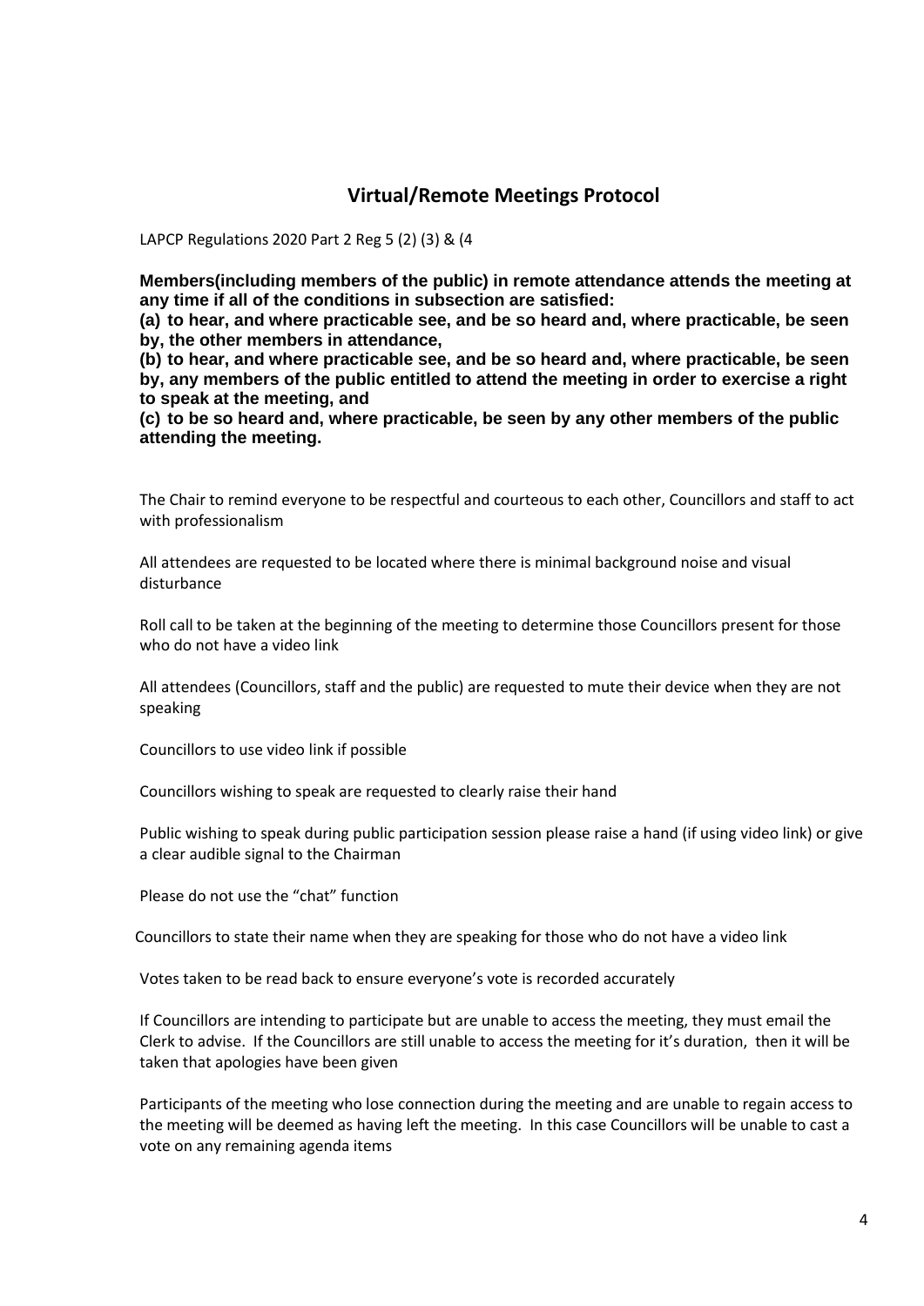## Virtual/Remote Meetings Protocol

LAPCP Regulations 2020 Part 2 Reg 5 (2) (3) & (4

**Members(including members of the public) in remote attendance attends the meeting at any time if all of the conditions in subsection are satisfied:**

**(a) to hear, and where practicable see, and be so heard and, where practicable, be seen by, the other members in attendance,**

**(b) to hear, and where practicable see, and be so heard and, where practicable, be seen by, any members of the public entitled to attend the meeting in order to exercise a right to speak at the meeting, and**

**(c) to be so heard and, where practicable, be seen by any other members of the public attending the meeting.**

The Chair to remind everyone to be respectful and courteous to each other, Councillors and staff to act with professionalism

All attendees are requested to be located where there is minimal background noise and visual disturbance

Roll call to be taken at the beginning of the meeting to determine those Councillors present for those who do not have a video link

All attendees (Councillors, staff and the public) are requested to mute their device when they are not speaking

Councillors to use video link if possible

Councillors wishing to speak are requested to clearly raise their hand

Public wishing to speak during public participation session please raise a hand (if using video link) or give a clear audible signal to the Chairman

Please do not use the "chat" function

Councillors to state their name when they are speaking for those who do not have a video link

Votes taken to be read back to ensure everyone's vote is recorded accurately

If Councillors are intending to participate but are unable to access the meeting, they must email the Clerk to advise. If the Councillors are still unable to access the meeting for it's duration, then it will be taken that apologies have been given

Participants of the meeting who lose connection during the meeting and are unable to regain access to the meeting will be deemed as having left the meeting. In this case Councillors will be unable to cast a vote on any remaining agenda items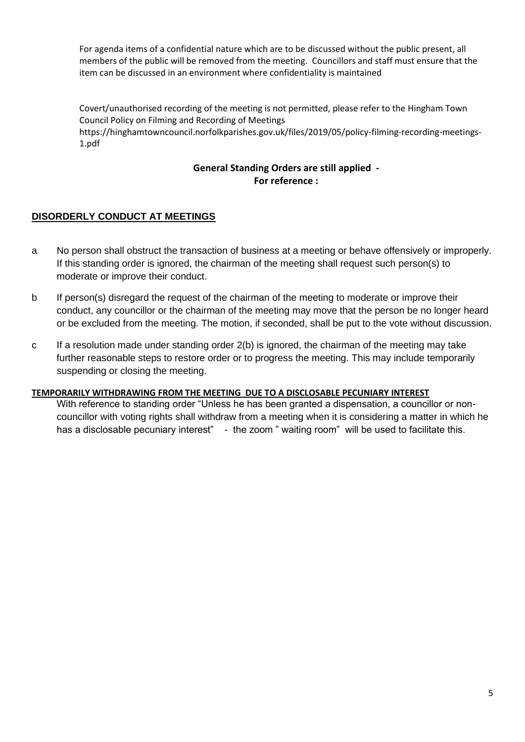For agenda items of a confidential nature which are to be discussed without the public present, all members of the public will be removed from the meeting. Councillors and staff must ensure that the item can be discussed in an environment where confidentiality is maintained

Covert/unauthorised recording of the meeting is not permitted, please refer to the Hingham Town Council Policy on Filming and Recording of Meetings https://hinghamtowncouncil.norfolkparishes.gov.uk/files/2019/05/policy-filming-recording-meetings-1.pdf

**General Standing Orders are still applied -**
**For reference :**

## DISORDERLY CONDUCT AT MEETINGS

a No person shall obstruct the transaction of business at a meeting or behave offensively or improperly. If this standing order is ignored, the chairman of the meeting shall request such person(s) to moderate or improve their conduct.

b If person(s) disregard the request of the chairman of the meeting to moderate or improve their conduct, any councillor or the chairman of the meeting may move that the person be no longer heard or be excluded from the meeting. The motion, if seconded, shall be put to the vote without discussion.

c If a resolution made under standing order 2(b) is ignored, the chairman of the meeting may take further reasonable steps to restore order or to progress the meeting. This may include temporarily suspending or closing the meeting.

**TEMPORARILY WITHDRAWING FROM THE MEETING DUE TO A DISCLOSABLE PECUNIARY INTEREST**

With reference to standing order "Unless he has been granted a dispensation, a councillor or non-councillor with voting rights shall withdraw from a meeting when it is considering a matter in which he has a disclosable pecuniary interest" - the zoom " waiting room" will be used to facilitate this.